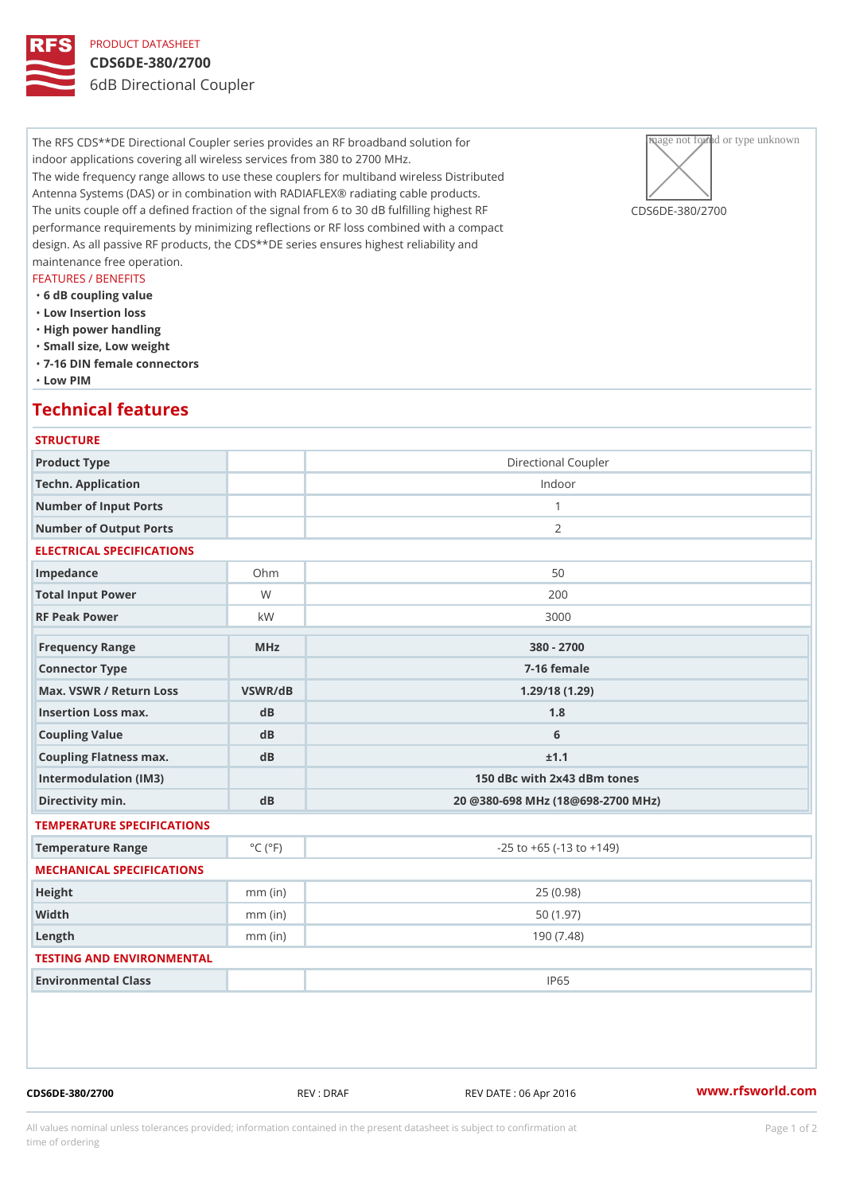PRODUCT DATASHEET

# CDS6DE-380/2700

6dB Directional Coupler

The RFS CDS**DE Directional Coupler series provides an RF broadband solution for indoor applications covering all wireless services from 380 to 2700 MHz.
The wide frequency range allows to use these couplers for multiband wireless Distributed Antenna Systems (DAS) or in combination with RADIAFLEX® radiating cable products.
The units couple off a defined fraction of the signal from 6 to 30 dB fulfilling highest RF performance requirements by minimizing reflections or RF loss combined with a compact design. As all passive RF products, the CDS**DE series ensures highest reliability and maintenance free operation.

CDS6DE-380/2700

FEATURES / BENEFITS

- **6 dB coupling value**
- **Low Insertion loss**
- **High power handling**
- **Small size, Low weight**
- **7-16 DIN female connectors**
- **Low PIM**

## Technical features

### STRUCTURE

| | | |
|---|---|---|
| Product Type | | Directional Coupler |
| Techn. Application | | Indoor |
| Number of Input Ports | | 1 |
| Number of Output Ports | | 2 |

### ELECTRICAL SPECIFICATIONS

| | | |
|---|---|---|
| Impedance | Ohm | 50 |
| Total Input Power | W | 200 |
| RF Peak Power | kW | 3000 |

| | | |
|---|---|---|
| **Frequency Range** | **MHz** | **380 - 2700** |
| **Connector Type** | | **7-16 female** |
| **Max. VSWR / Return Loss** | **VSWR/dB** | **1.29/18 (1.29)** |
| **Insertion Loss max.** | **dB** | **1.8** |
| **Coupling Value** | **dB** | **6** |
| **Coupling Flatness max.** | **dB** | **±1.1** |
| **Intermodulation (IM3)** | | **150 dBc with 2x43 dBm tones** |
| **Directivity min.** | **dB** | **20 @380-698 MHz (18@698-2700 MHz)** |

### TEMPERATURE SPECIFICATIONS

| | | |
|---|---|---|
| Temperature Range | °C (°F) | -25 to +65 (-13 to +149) |

### MECHANICAL SPECIFICATIONS

| | | |
|---|---|---|
| Height | mm (in) | 25 (0.98) |
| Width | mm (in) | 50 (1.97) |
| Length | mm (in) | 190 (7.48) |

### TESTING AND ENVIRONMENTAL

| | | |
|---|---|---|
| Environmental Class | | IP65 |

CDS6DE-380/2700 REV : DRAF REV DATE : 06 Apr 2016 www.rfsworld.com

All values nominal unless tolerances provided; information contained in the present datasheet is subject to confirmation at time of ordering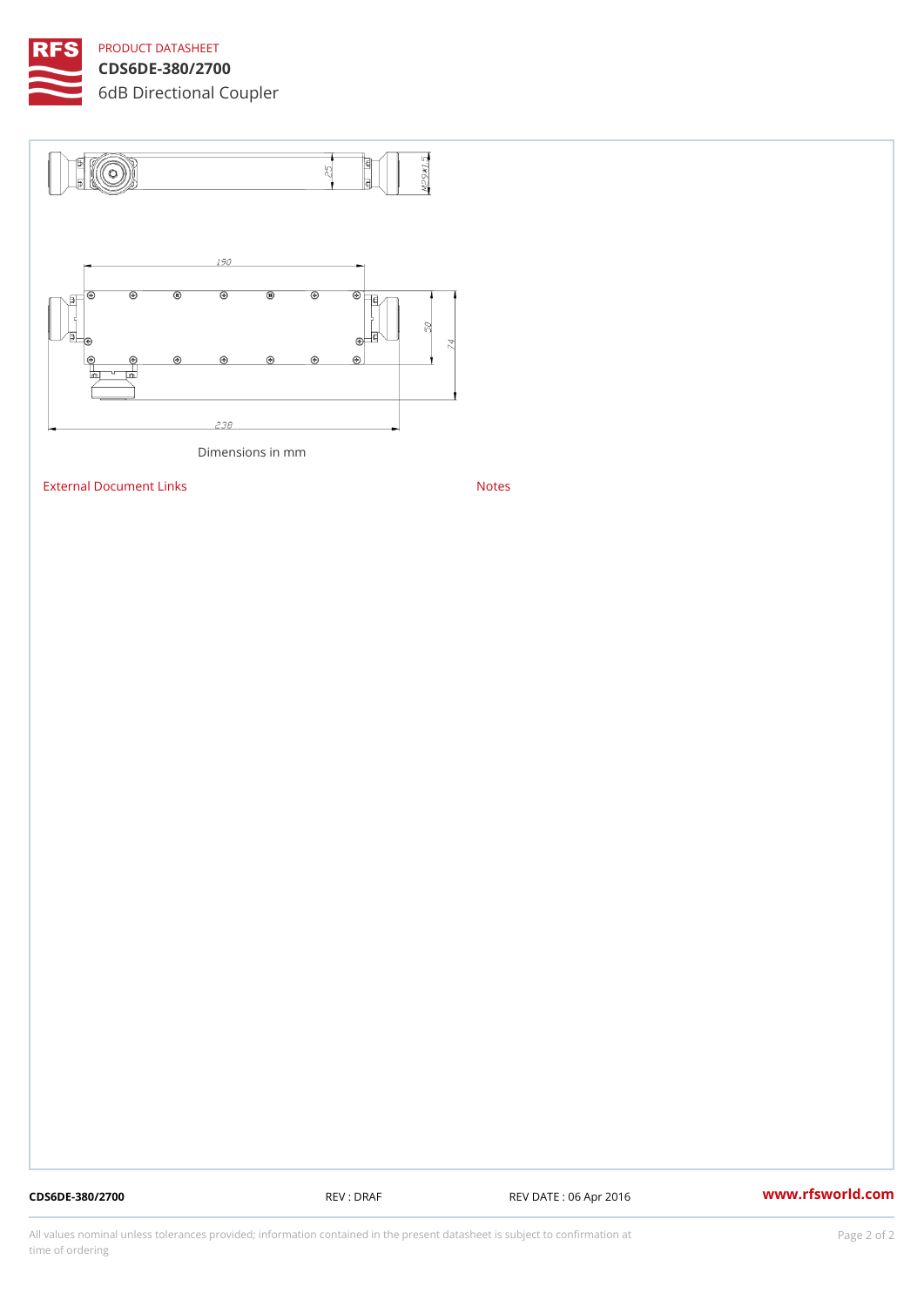PRODUCT DATASHEET

# CDS6DE-380/2700

6dB Directional Coupler

25

M29x1.5

190

50

74

238

Dimensions in mm

External Document Links

Notes

CDS6DE-380/2700 REV : DRAF REV DATE : 06 Apr 2016 www.rfsworld.com

All values nominal unless tolerances provided; information contained in the present datasheet is subject to confirmation at time of ordering